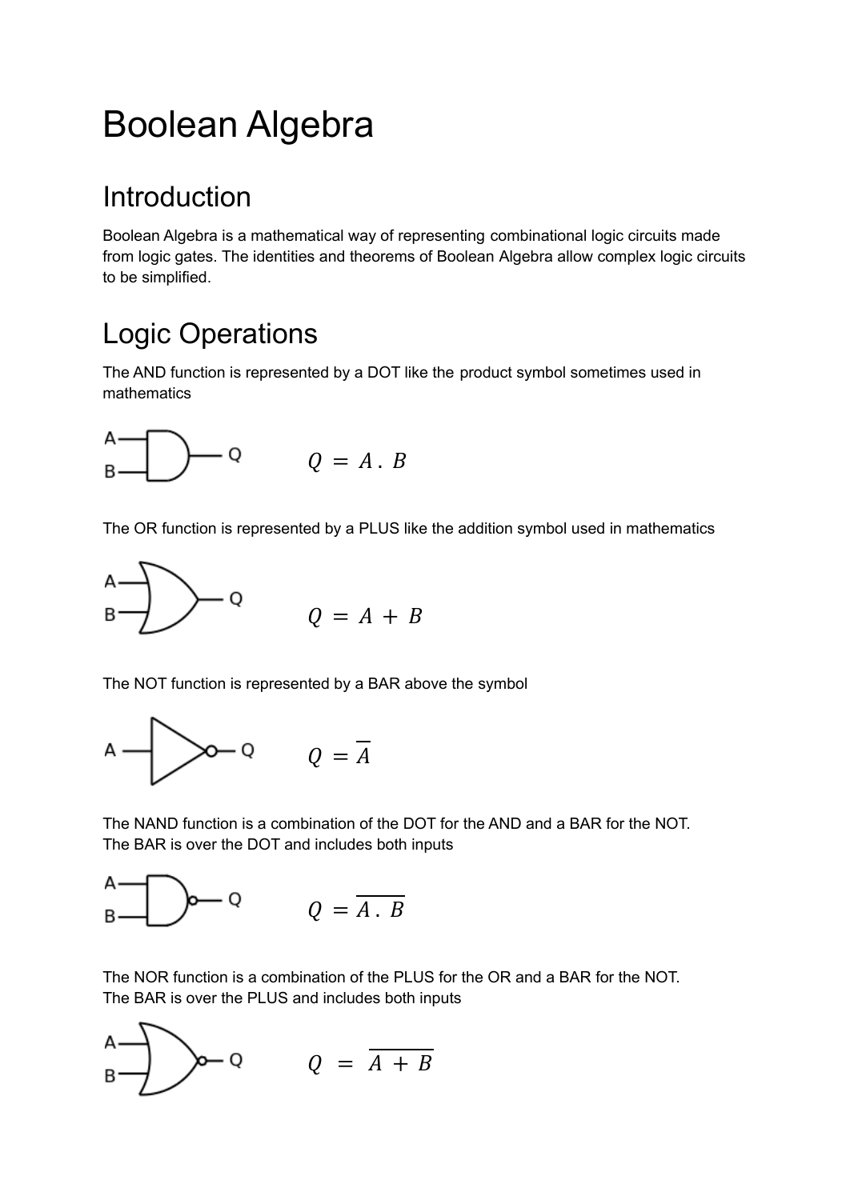# Boolean Algebra

## Introduction

Boolean Algebra is a mathematical way of representing combinational logic circuits made from logic gates. The identities and theorems of Boolean Algebra allow complex logic circuits to be simplified.

## Logic Operations

The AND function is represented by a DOT like the product symbol sometimes used in mathematics

$$Q = A \,.\, B$$

The OR function is represented by a PLUS like the addition symbol used in mathematics

$$Q = A + B$$

The NOT function is represented by a BAR above the symbol

$$Q = \overline{A}$$

The NAND function is a combination of the DOT for the AND and a BAR for the NOT. The BAR is over the DOT and includes both inputs

$$Q = \overline{A \,.\, B}$$

The NOR function is a combination of the PLUS for the OR and a BAR for the NOT. The BAR is over the PLUS and includes both inputs

$$Q = \overline{A + B}$$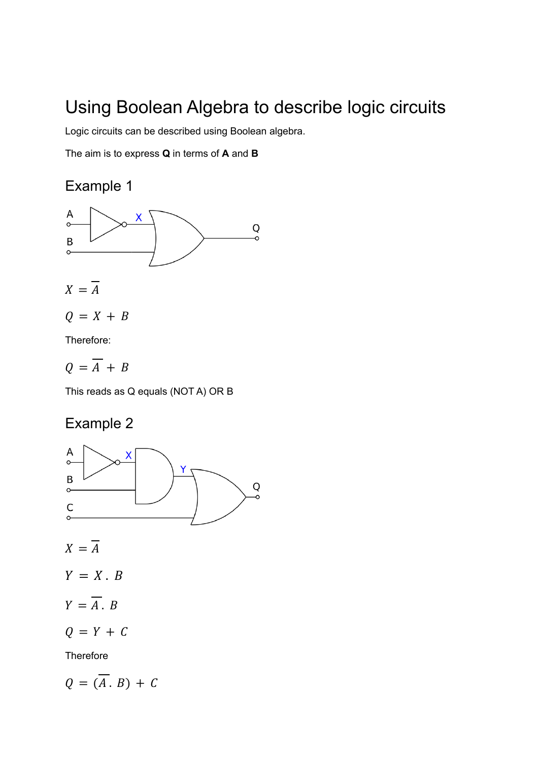# Using Boolean Algebra to describe logic circuits

Logic circuits can be described using Boolean algebra.

The aim is to express **Q** in terms of **A** and **B**

## Example 1

$X = \overline{A}$

$Q = X + B$

Therefore:

$Q = \overline{A} + B$

This reads as Q equals (NOT A) OR B

## Example 2

$X = \overline{A}$

$Y = X \,.\, B$

$Y = \overline{A} \,.\, B$

$Q = Y + C$

Therefore

$Q = (\overline{A} \,.\, B) + C$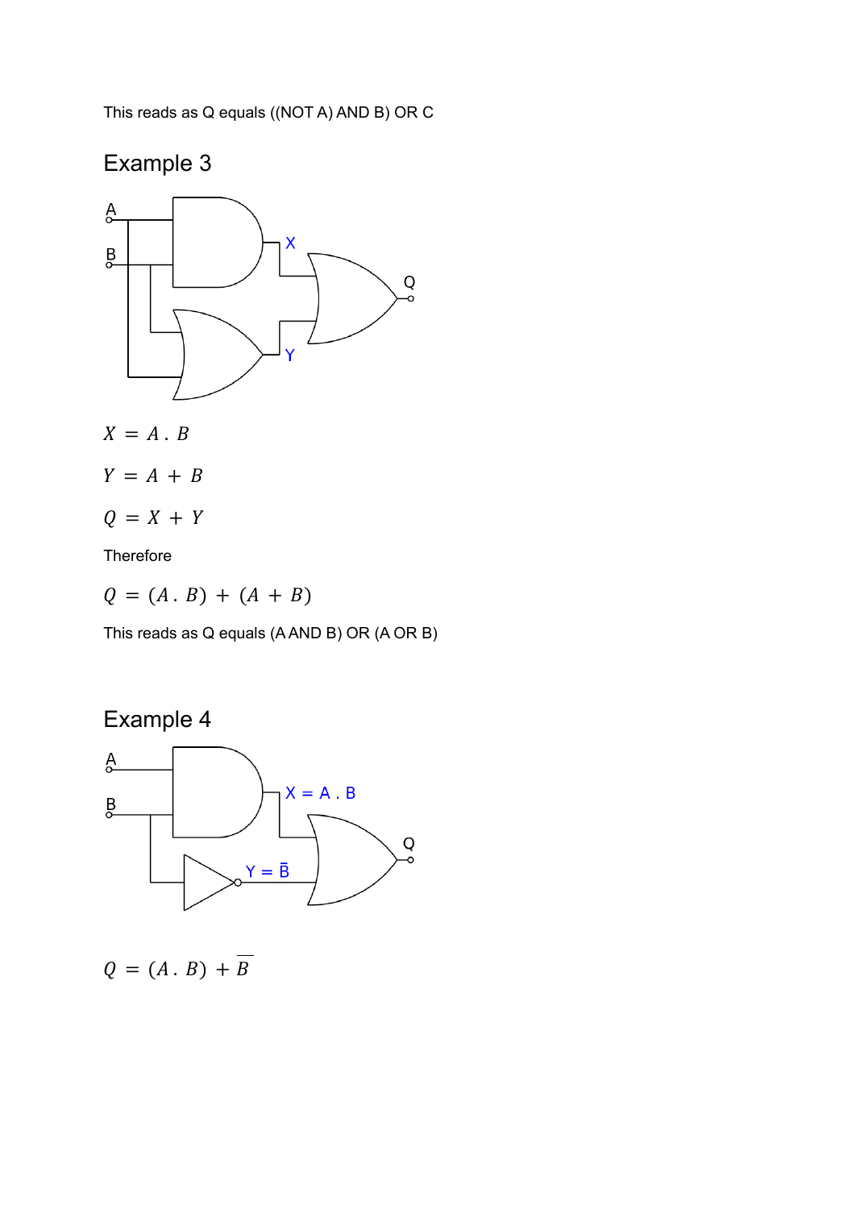This reads as Q equals ((NOT A) AND B) OR C

## Example 3

$$X = A \, . \, B$$

$$Y = A + B$$

$$Q = X + Y$$

Therefore

$$Q = (A \, . \, B) + (A + B)$$

This reads as Q equals (A AND B) OR (A OR B)

## Example 4

$$Q = (A \, . \, B) + \overline{B}$$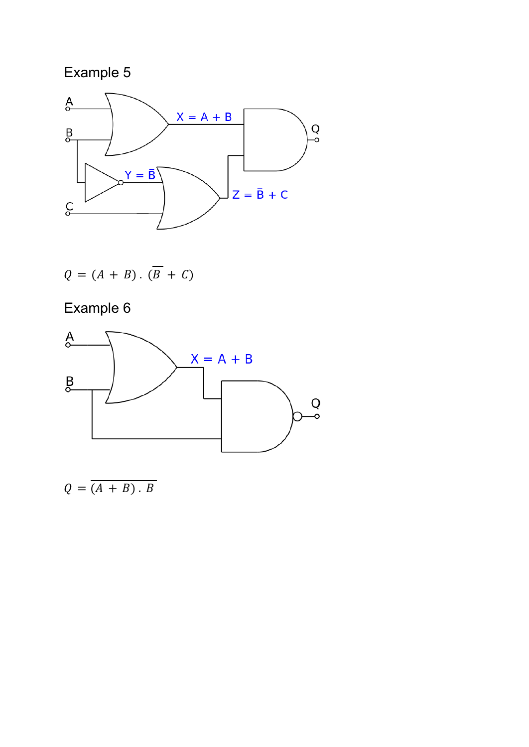Example 5

$$Q = (A + B) . (\overline{B} + C)$$

Example 6

$$Q = \overline{(A + B) . B}$$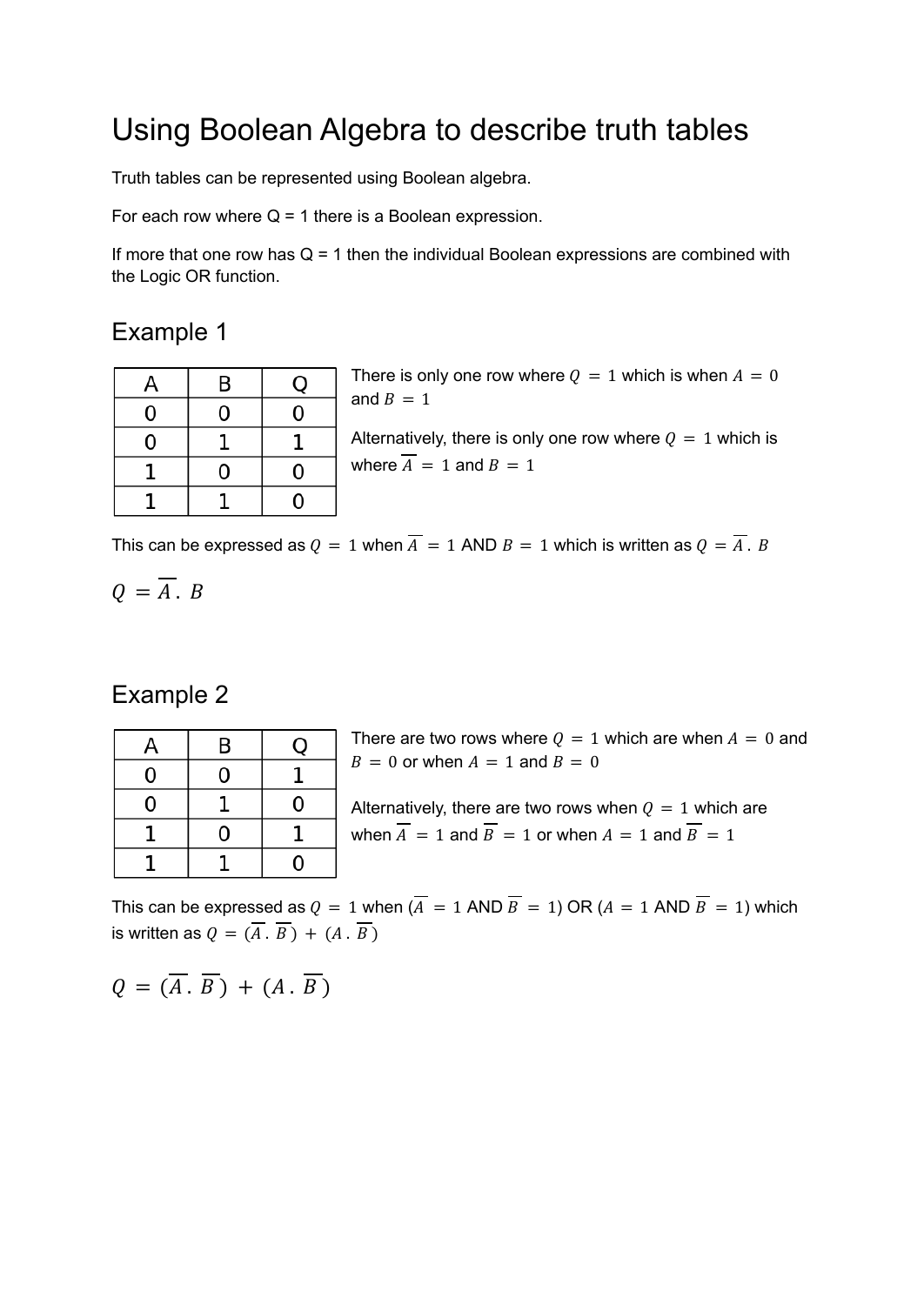# Using Boolean Algebra to describe truth tables

Truth tables can be represented using Boolean algebra.

For each row where Q = 1 there is a Boolean expression.

If more that one row has Q = 1 then the individual Boolean expressions are combined with the Logic OR function.

## Example 1

| A | B | Q |
|---|---|---|
| 0 | 0 | 0 |
| 0 | 1 | 1 |
| 1 | 0 | 0 |
| 1 | 1 | 0 |

There is only one row where $Q = 1$ which is when $A = 0$ and $B = 1$

Alternatively, there is only one row where $Q = 1$ which is where $\overline{A} = 1$ and $B = 1$

This can be expressed as $Q = 1$ when $\overline{A} = 1$ AND $B = 1$ which is written as $Q = \overline{A} . B$

$$Q = \overline{A} . B$$

## Example 2

| A | B | Q |
|---|---|---|
| 0 | 0 | 1 |
| 0 | 1 | 0 |
| 1 | 0 | 1 |
| 1 | 1 | 0 |

There are two rows where $Q = 1$ which are when $A = 0$ and $B = 0$ or when $A = 1$ and $B = 0$

Alternatively, there are two rows when $Q = 1$ which are when $\overline{A} = 1$ and $\overline{B} = 1$ or when $A = 1$ and $\overline{B} = 1$

This can be expressed as $Q = 1$ when ($\overline{A} = 1$ AND $\overline{B} = 1$) OR ($A = 1$ AND $\overline{B} = 1$) which is written as $Q = (\overline{A} . \overline{B}) + (A . \overline{B})$

$$Q = (\overline{A} . \overline{B}) + (A . \overline{B})$$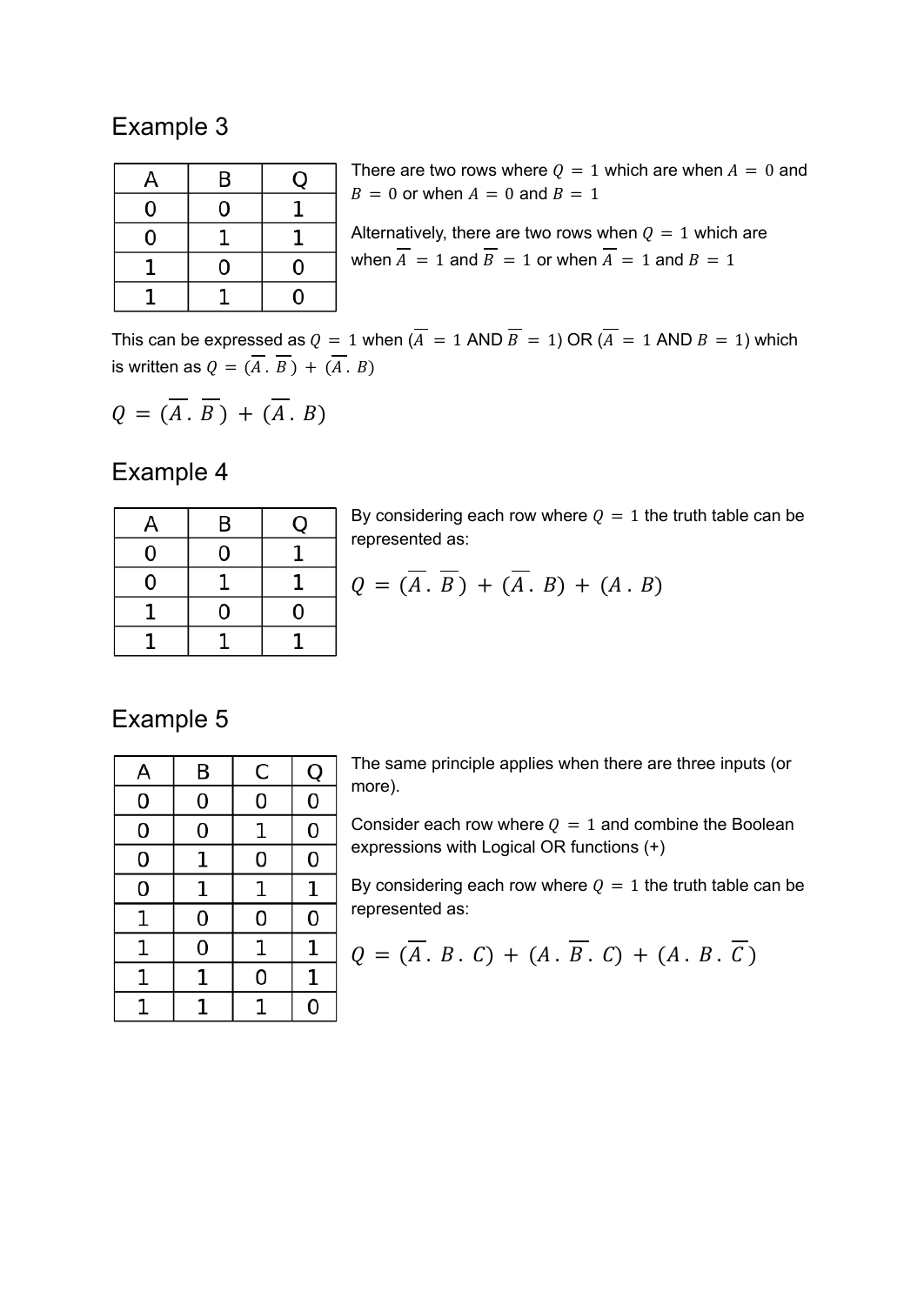## Example 3

| A | B | Q |
|---|---|---|
| 0 | 0 | 1 |
| 0 | 1 | 1 |
| 1 | 0 | 0 |
| 1 | 1 | 0 |

There are two rows where $Q = 1$ which are when $A = 0$ and $B = 0$ or when $A = 0$ and $B = 1$

Alternatively, there are two rows when $Q = 1$ which are when $\overline{A} = 1$ and $\overline{B} = 1$ or when $\overline{A} = 1$ and $B = 1$

This can be expressed as $Q = 1$ when ($\overline{A} = 1$ AND $\overline{B} = 1$) OR ($\overline{A} = 1$ AND $B = 1$) which is written as $Q = (\overline{A} \,.\, \overline{B}) + (\overline{A} \,.\, B)$

$$Q = (\overline{A} \,.\, \overline{B}) + (\overline{A} \,.\, B)$$

## Example 4

| A | B | Q |
|---|---|---|
| 0 | 0 | 1 |
| 0 | 1 | 1 |
| 1 | 0 | 0 |
| 1 | 1 | 1 |

By considering each row where $Q = 1$ the truth table can be represented as:

$$Q = (\overline{A} \,.\, \overline{B}) + (\overline{A} \,.\, B) + (A \,.\, B)$$

## Example 5

| A | B | C | Q |
|---|---|---|---|
| 0 | 0 | 0 | 0 |
| 0 | 0 | 1 | 0 |
| 0 | 1 | 0 | 0 |
| 0 | 1 | 1 | 1 |
| 1 | 0 | 0 | 0 |
| 1 | 0 | 1 | 1 |
| 1 | 1 | 0 | 1 |
| 1 | 1 | 1 | 0 |

The same principle applies when there are three inputs (or more).

Consider each row where $Q = 1$ and combine the Boolean expressions with Logical OR functions (+)

By considering each row where $Q = 1$ the truth table can be represented as:

$$Q = (\overline{A} \,.\, B \,.\, C) + (A \,.\, \overline{B} \,.\, C) + (A \,.\, B \,.\, \overline{C})$$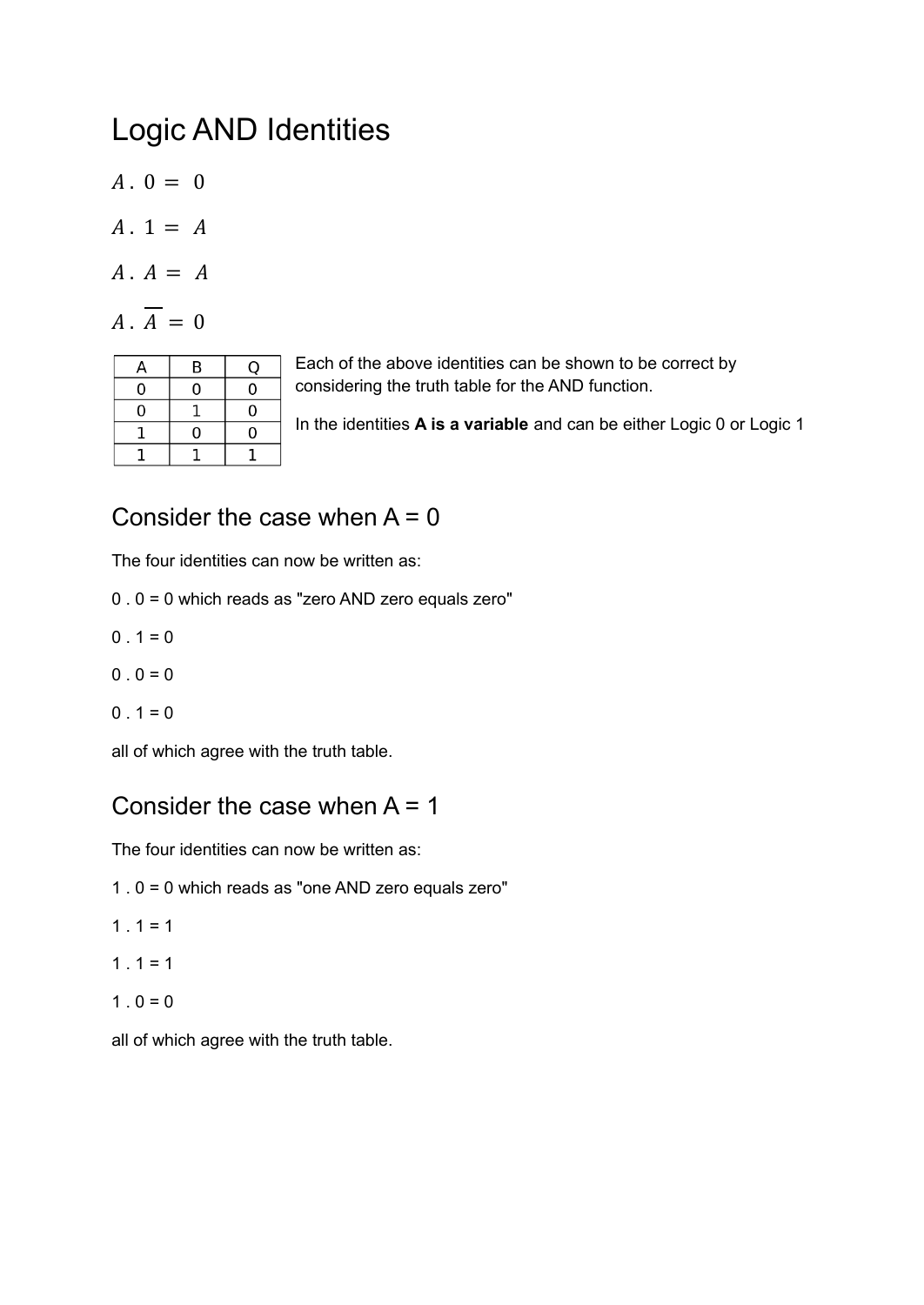# Logic AND Identities

$A \,.\, 0 = 0$

$A \,.\, 1 = A$

$A \,.\, A = A$

$A \,.\, \overline{A} = 0$

| A | B | Q |
|---|---|---|
| 0 | 0 | 0 |
| 0 | 1 | 0 |
| 1 | 0 | 0 |
| 1 | 1 | 1 |

Each of the above identities can be shown to be correct by considering the truth table for the AND function.

In the identities **A is a variable** and can be either Logic 0 or Logic 1

## Consider the case when A = 0

The four identities can now be written as:

0 . 0 = 0 which reads as "zero AND zero equals zero"

0 . 1 = 0

0 . 0 = 0

0 . 1 = 0

all of which agree with the truth table.

## Consider the case when A = 1

The four identities can now be written as:

1 . 0 = 0 which reads as "one AND zero equals zero"

1 . 1 = 1

1 . 1 = 1

1 . 0 = 0

all of which agree with the truth table.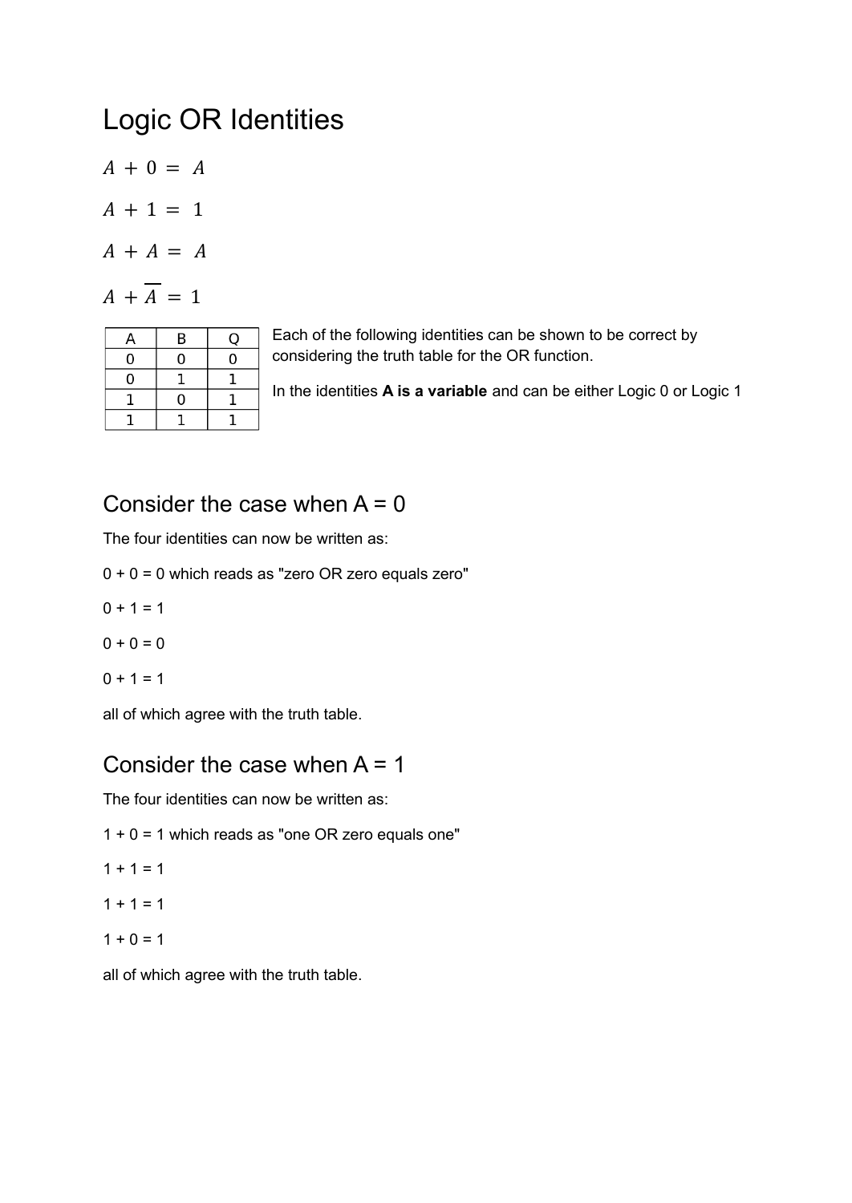# Logic OR Identities

$$A + 0 = A$$

$$A + 1 = 1$$

$$A + A = A$$

$$A + \overline{A} = 1$$

| A | B | Q |
|---|---|---|
| 0 | 0 | 0 |
| 0 | 1 | 1 |
| 1 | 0 | 1 |
| 1 | 1 | 1 |

Each of the following identities can be shown to be correct by considering the truth table for the OR function.

In the identities **A is a variable** and can be either Logic 0 or Logic 1

## Consider the case when A = 0

The four identities can now be written as:

0 + 0 = 0 which reads as "zero OR zero equals zero"

0 + 1 = 1

0 + 0 = 0

0 + 1 = 1

all of which agree with the truth table.

## Consider the case when A = 1

The four identities can now be written as:

1 + 0 = 1 which reads as "one OR zero equals one"

1 + 1 = 1

1 + 1 = 1

1 + 0 = 1

all of which agree with the truth table.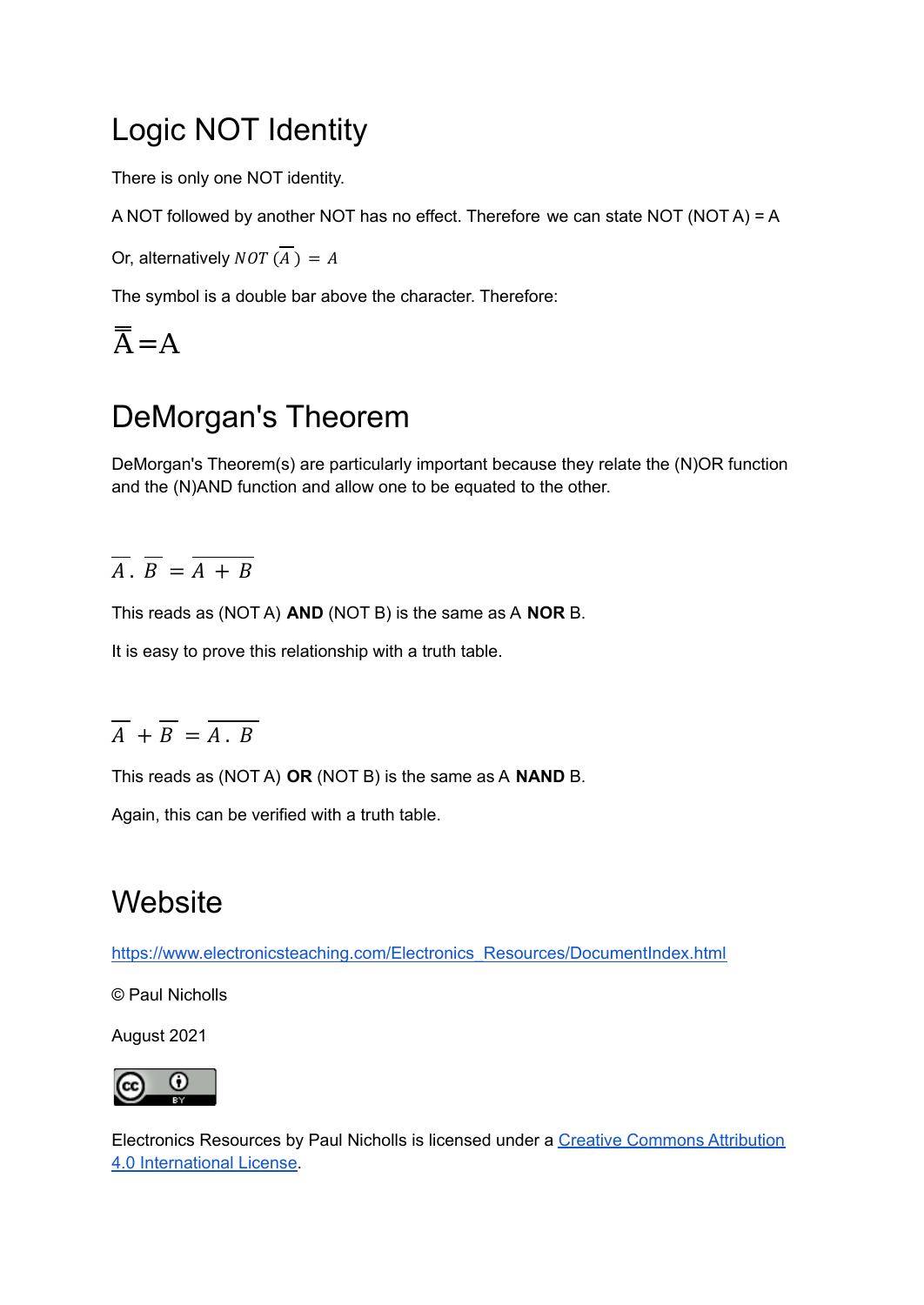# Logic NOT Identity

There is only one NOT identity.

A NOT followed by another NOT has no effect. Therefore we can state NOT (NOT A) = A

Or, alternatively $NOT\ (\overline{A}) = A$

The symbol is a double bar above the character. Therefore:

$$\overline{\overline{A}} = A$$

# DeMorgan's Theorem

DeMorgan's Theorem(s) are particularly important because they relate the (N)OR function and the (N)AND function and allow one to be equated to the other.

$$\overline{A} \,.\, \overline{B} = \overline{A + B}$$

This reads as (NOT A) **AND** (NOT B) is the same as A **NOR** B.

It is easy to prove this relationship with a truth table.

$$\overline{A} + \overline{B} = \overline{A \,.\, B}$$

This reads as (NOT A) **OR** (NOT B) is the same as A **NAND** B.

Again, this can be verified with a truth table.

# Website

https://www.electronicsteaching.com/Electronics_Resources/DocumentIndex.html

© Paul Nicholls

August 2021

Electronics Resources by Paul Nicholls is licensed under a Creative Commons Attribution 4.0 International License.